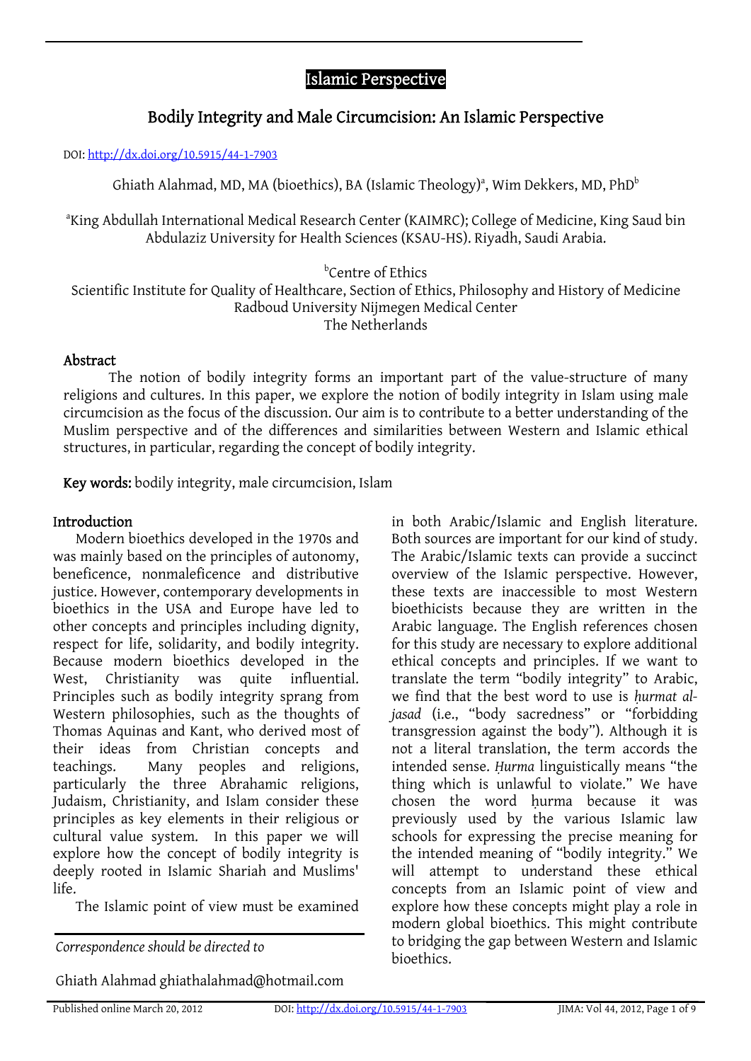Islamic Perspective

# Bodily Integrity and Male Circumcision: An Islamic Perspective

DOI: http://dx.doi.org/10.5915/44-1-7903

Ghiath Alahmad, MD, MA (bioethics), BA (Islamic Theology)[a], Wim Dekkers, MD, PhD[b]

[a]King Abdullah International Medical Research Center (KAIMRC); College of Medicine, King Saud bin Abdulaziz University for Health Sciences (KSAU-HS). Riyadh, Saudi Arabia.

[b]Centre of Ethics
Scientific Institute for Quality of Healthcare, Section of Ethics, Philosophy and History of Medicine
Radboud University Nijmegen Medical Center
The Netherlands

## Abstract

The notion of bodily integrity forms an important part of the value-structure of many religions and cultures. In this paper, we explore the notion of bodily integrity in Islam using male circumcision as the focus of the discussion. Our aim is to contribute to a better understanding of the Muslim perspective and of the differences and similarities between Western and Islamic ethical structures, in particular, regarding the concept of bodily integrity.

**Key words:** bodily integrity, male circumcision, Islam

## Introduction

Modern bioethics developed in the 1970s and was mainly based on the principles of autonomy, beneficence, nonmaleficence and distributive justice. However, contemporary developments in bioethics in the USA and Europe have led to other concepts and principles including dignity, respect for life, solidarity, and bodily integrity. Because modern bioethics developed in the West, Christianity was quite influential. Principles such as bodily integrity sprang from Western philosophies, such as the thoughts of Thomas Aquinas and Kant, who derived most of their ideas from Christian concepts and teachings. Many peoples and religions, particularly the three Abrahamic religions, Judaism, Christianity, and Islam consider these principles as key elements in their religious or cultural value system. In this paper we will explore how the concept of bodily integrity is deeply rooted in Islamic Shariah and Muslims' life.

The Islamic point of view must be examined in both Arabic/Islamic and English literature. Both sources are important for our kind of study. The Arabic/Islamic texts can provide a succinct overview of the Islamic perspective. However, these texts are inaccessible to most Western bioethicists because they are written in the Arabic language. The English references chosen for this study are necessary to explore additional ethical concepts and principles. If we want to translate the term "bodily integrity" to Arabic, we find that the best word to use is *ḥurmat al-jasad* (i.e., "body sacredness" or "forbidding transgression against the body"). Although it is not a literal translation, the term accords the intended sense. *Ḥurma* linguistically means "the thing which is unlawful to violate." We have chosen the word ḥurma because it was previously used by the various Islamic law schools for expressing the precise meaning for the intended meaning of "bodily integrity." We will attempt to understand these ethical concepts from an Islamic point of view and explore how these concepts might play a role in modern global bioethics. This might contribute to bridging the gap between Western and Islamic bioethics.

*Correspondence should be directed to*

Ghiath Alahmad ghiathalahmad@hotmail.com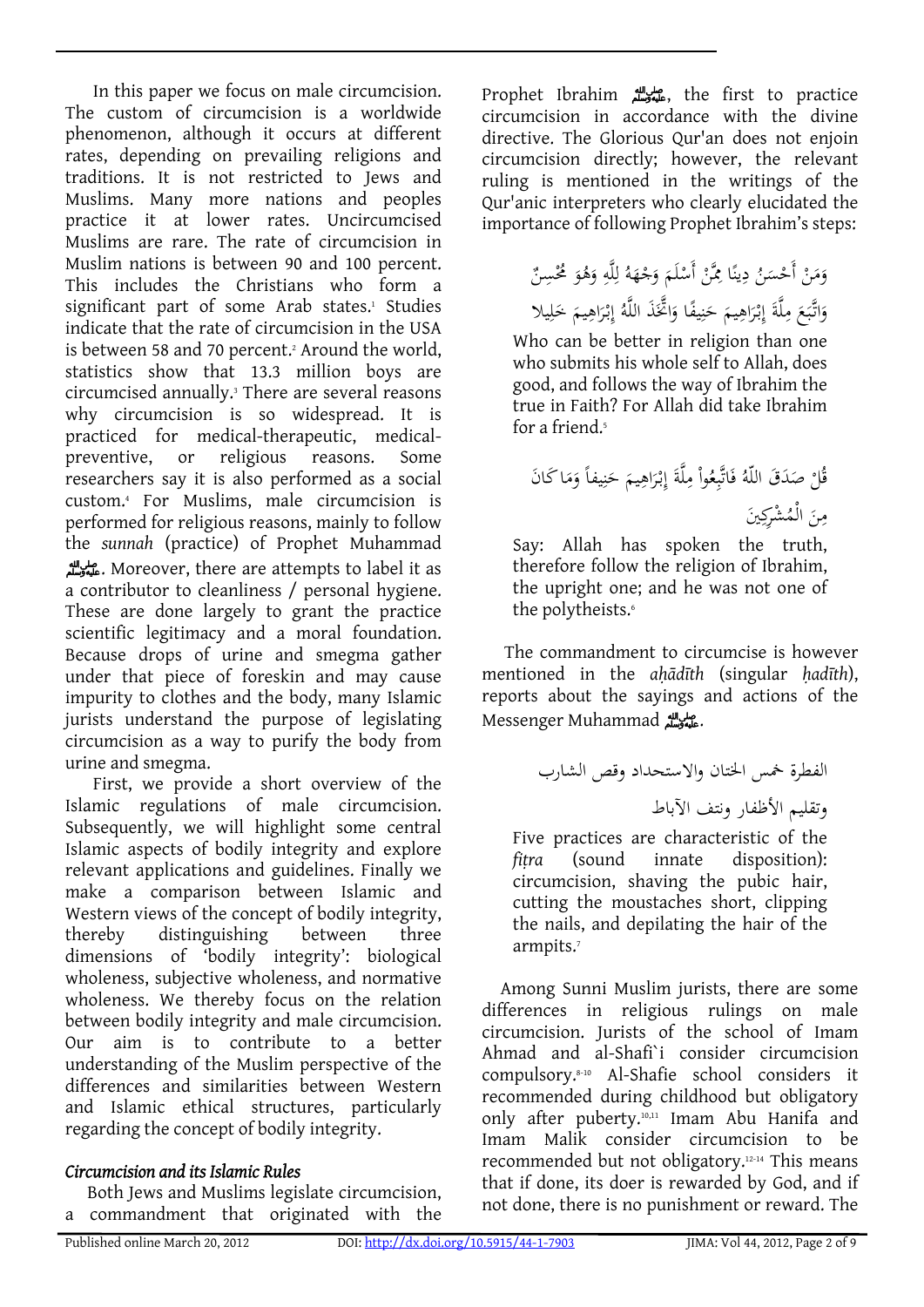In this paper we focus on male circumcision. The custom of circumcision is a worldwide phenomenon, although it occurs at different rates, depending on prevailing religions and traditions. It is not restricted to Jews and Muslims. Many more nations and peoples practice it at lower rates. Uncircumcised Muslims are rare. The rate of circumcision in Muslim nations is between 90 and 100 percent. This includes the Christians who form a significant part of some Arab states.[1] Studies indicate that the rate of circumcision in the USA is between 58 and 70 percent.[2] Around the world, statistics show that 13.3 million boys are circumcised annually.[3] There are several reasons why circumcision is so widespread. It is practiced for medical-therapeutic, medical-preventive, or religious reasons. Some researchers say it is also performed as a social custom.[4] For Muslims, male circumcision is performed for religious reasons, mainly to follow the *sunnah* (practice) of Prophet Muhammad ﷺ. Moreover, there are attempts to label it as a contributor to cleanliness / personal hygiene. These are done largely to grant the practice scientific legitimacy and a moral foundation. Because drops of urine and smegma gather under that piece of foreskin and may cause impurity to clothes and the body, many Islamic jurists understand the purpose of legislating circumcision as a way to purify the body from urine and smegma.

First, we provide a short overview of the Islamic regulations of male circumcision. Subsequently, we will highlight some central Islamic aspects of bodily integrity and explore relevant applications and guidelines. Finally we make a comparison between Islamic and Western views of the concept of bodily integrity, thereby distinguishing between three dimensions of 'bodily integrity': biological wholeness, subjective wholeness, and normative wholeness. We thereby focus on the relation between bodily integrity and male circumcision. Our aim is to contribute to a better understanding of the Muslim perspective of the differences and similarities between Western and Islamic ethical structures, particularly regarding the concept of bodily integrity.

### *Circumcision and its Islamic Rules*

Both Jews and Muslims legislate circumcision, a commandment that originated with the Prophet Ibrahim ﷺ, the first to practice circumcision in accordance with the divine directive. The Glorious Qur'an does not enjoin circumcision directly; however, the relevant ruling is mentioned in the writings of the Qur'anic interpreters who clearly elucidated the importance of following Prophet Ibrahim's steps:

وَمَنْ أَحْسَنُ دِينًا مِّمَّنْ أَسْلَمَ وَجْهَهُ لِلَّهِ وَهُوَ مُحْسِنٌ وَاتَّبَعَ مِلَّةَ إِبْرَاهِيمَ حَنِيفًا وَاتَّخَذَ اللَّهُ إِبْرَاهِيمَ خَلِيلا

> Who can be better in religion than one who submits his whole self to Allah, does good, and follows the way of Ibrahim the true in Faith? For Allah did take Ibrahim for a friend.[5]

قُلْ صَدَقَ اللّهُ فَاتَّبِعُواْ مِلَّةَ إِبْرَاهِيمَ حَنِيفاً وَمَا كَانَ مِنَ الْمُشْرِكِينَ

> Say: Allah has spoken the truth, therefore follow the religion of Ibrahim, the upright one; and he was not one of the polytheists.[6]

The commandment to circumcise is however mentioned in the *aḥādīth* (singular *ḥadīth*), reports about the sayings and actions of the Messenger Muhammad ﷺ.

الفطرة خمس الختان والاستحداد وقص الشارب وتقليم الأظفار ونتف الآباط

> Five practices are characteristic of the *fiṭra* (sound innate disposition): circumcision, shaving the pubic hair, cutting the moustaches short, clipping the nails, and depilating the hair of the armpits.[7]

Among Sunni Muslim jurists, there are some differences in religious rulings on male circumcision. Jurists of the school of Imam Ahmad and al-Shafi`i consider circumcision compulsory.[8-10] Al-Shafie school considers it recommended during childhood but obligatory only after puberty.[10,11] Imam Abu Hanifa and Imam Malik consider circumcision to be recommended but not obligatory.[12-14] This means that if done, its doer is rewarded by God, and if not done, there is no punishment or reward. The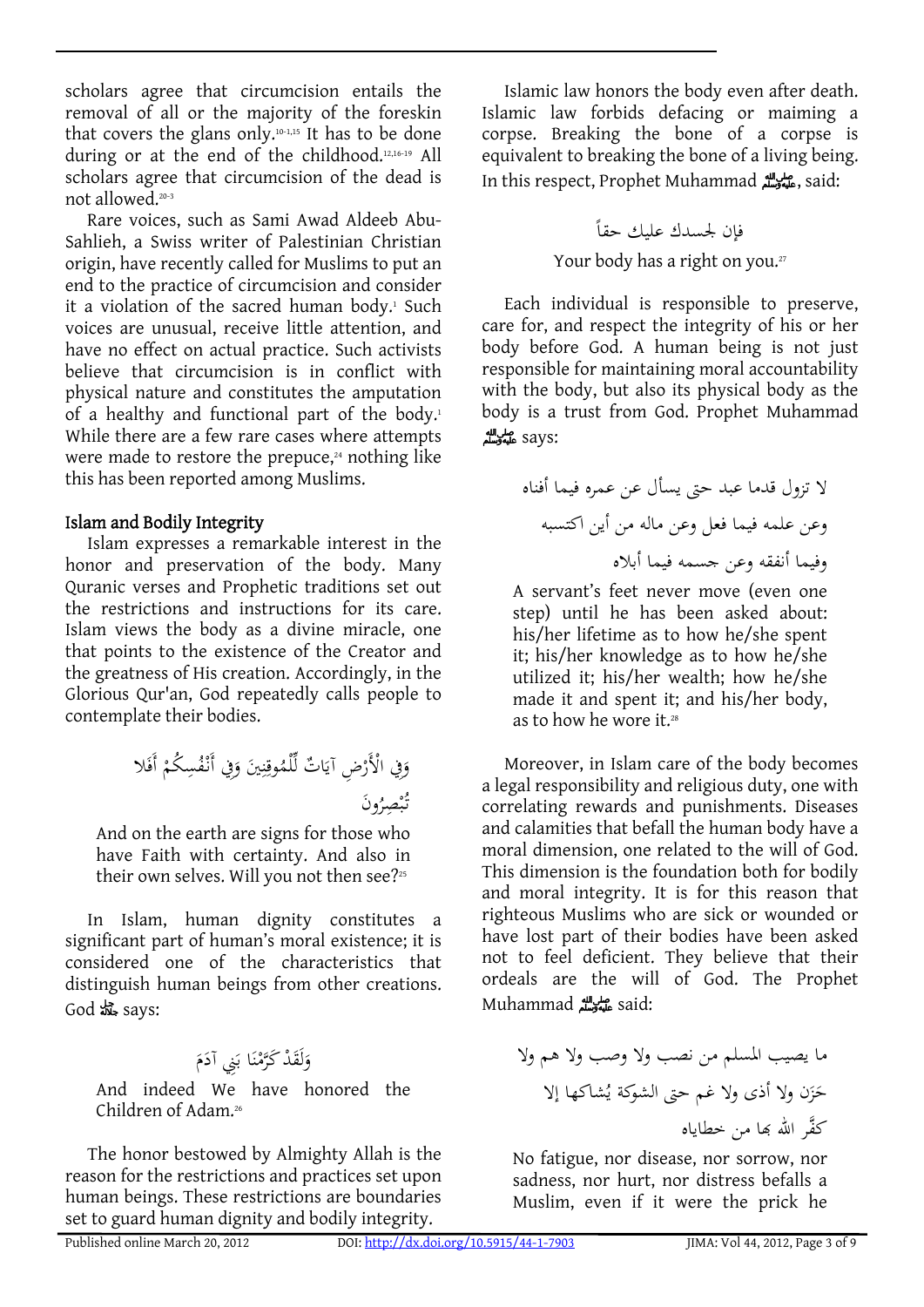scholars agree that circumcision entails the removal of all or the majority of the foreskin that covers the glans only.[10-1,15] It has to be done during or at the end of the childhood.[12,16-19] All scholars agree that circumcision of the dead is not allowed.[20-3]

Rare voices, such as Sami Awad Aldeeb Abu-Sahlieh, a Swiss writer of Palestinian Christian origin, have recently called for Muslims to put an end to the practice of circumcision and consider it a violation of the sacred human body.[1] Such voices are unusual, receive little attention, and have no effect on actual practice. Such activists believe that circumcision is in conflict with physical nature and constitutes the amputation of a healthy and functional part of the body.[1] While there are a few rare cases where attempts were made to restore the prepuce,[24] nothing like this has been reported among Muslims.

## Islam and Bodily Integrity

Islam expresses a remarkable interest in the honor and preservation of the body. Many Quranic verses and Prophetic traditions set out the restrictions and instructions for its care. Islam views the body as a divine miracle, one that points to the existence of the Creator and the greatness of His creation. Accordingly, in the Glorious Qur'an, God repeatedly calls people to contemplate their bodies.

وَفِي الْأَرْضِ آيَاتٌ لِّلْمُوقِنِينَ وَفِي أَنْفُسِكُمْ أَفَلا تُبْصِرُونَ

> And on the earth are signs for those who have Faith with certainty. And also in their own selves. Will you not then see?[25]

In Islam, human dignity constitutes a significant part of human's moral existence; it is considered one of the characteristics that distinguish human beings from other creations. God ﷻ says:

وَلَقَدْ كَرَّمْنَا بَنِي آدَمَ

> And indeed We have honored the Children of Adam.[26]

The honor bestowed by Almighty Allah is the reason for the restrictions and practices set upon human beings. These restrictions are boundaries set to guard human dignity and bodily integrity.

Islamic law honors the body even after death. Islamic law forbids defacing or maiming a corpse. Breaking the bone of a corpse is equivalent to breaking the bone of a living being. In this respect, Prophet Muhammad ﷺ, said:

فإن لجسدك عليك حقاً

Your body has a right on you.[27]

Each individual is responsible to preserve, care for, and respect the integrity of his or her body before God. A human being is not just responsible for maintaining moral accountability with the body, but also its physical body as the body is a trust from God. Prophet Muhammad ﷺ says:

لا تزول قدما عبد حتى يسأل عن عمره فيما أفناه وعن علمه فيما فعل وعن ماله من أين اكتسبه وفيما أنفقه وعن جسمه فيما أبلاه

> A servant's feet never move (even one step) until he has been asked about: his/her lifetime as to how he/she spent it; his/her knowledge as to how he/she utilized it; his/her wealth; how he/she made it and spent it; and his/her body, as to how he wore it.[28]

Moreover, in Islam care of the body becomes a legal responsibility and religious duty, one with correlating rewards and punishments. Diseases and calamities that befall the human body have a moral dimension, one related to the will of God. This dimension is the foundation both for bodily and moral integrity. It is for this reason that righteous Muslims who are sick or wounded or have lost part of their bodies have been asked not to feel deficient. They believe that their ordeals are the will of God. The Prophet Muhammad ﷺ said:

ما يصيب المسلم من نصب ولا وصب ولا هم ولا حَزَن ولا أذى ولا غم حتى الشوكة يُشاكها إلا كفَّر الله بها من خطاياه

> No fatigue, nor disease, nor sorrow, nor sadness, nor hurt, nor distress befalls a Muslim, even if it were the prick he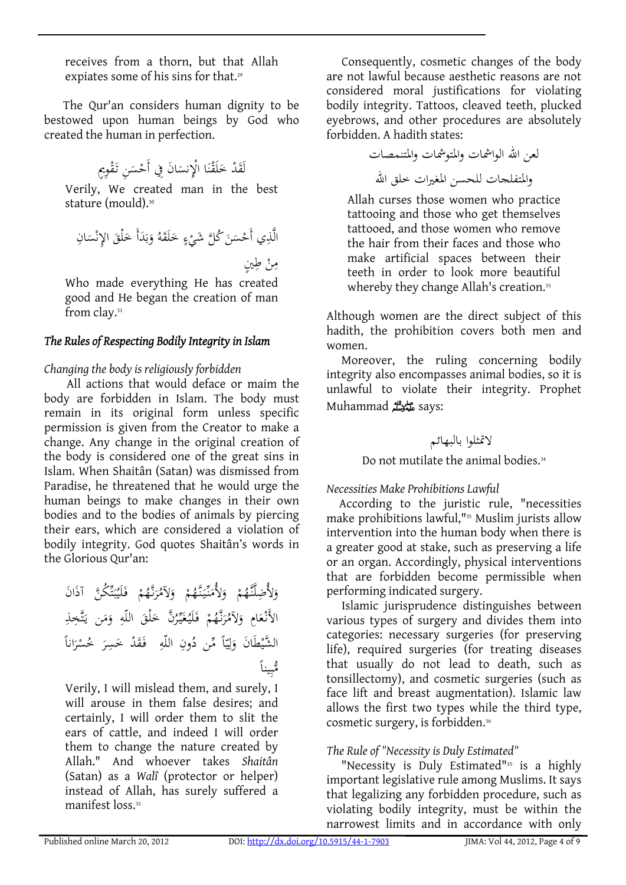receives from a thorn, but that Allah expiates some of his sins for that.[29]

The Qur'an considers human dignity to be bestowed upon human beings by God who created the human in perfection.

لَقَدْ خَلَقْنَا الْإِنسَانَ فِي أَحْسَنِ تَقْوِيمٍ

Verily, We created man in the best stature (mould).[30]

الَّذِي أَحْسَنَ كُلَّ شَيْءٍ خَلَقَهُ وَبَدَأَ خَلْقَ الإِنْسَانِ مِنْ طِينٍ

Who made everything He has created good and He began the creation of man from clay.[31]

## *The Rules of Respecting Bodily Integrity in Islam*

### *Changing the body is religiously forbidden*

All actions that would deface or maim the body are forbidden in Islam. The body must remain in its original form unless specific permission is given from the Creator to make a change. Any change in the original creation of the body is considered one of the great sins in Islam. When Shaitân (Satan) was dismissed from Paradise, he threatened that he would urge the human beings to make changes in their own bodies and to the bodies of animals by piercing their ears, which are considered a violation of bodily integrity. God quotes Shaitân's words in the Glorious Qur'an:

وَلأُضِلَّنَّهُمْ وَلأُمَنِّيَنَّهُمْ وَلآمُرَنَّهُمْ فَلَيُبَتِّكُنَّ آذَانَ الأَنْعَامِ وَلآمُرَنَّهُمْ فَلَيُغَيِّرُنَّ خَلْقَ اللّهِ وَمَن يَتَّخِذِ الشَّيْطَانَ وَلِيّاً مِّن دُونِ اللّهِ فَقَدْ خَسِرَ خُسْرَاناً مُّبِيناً

Verily, I will mislead them, and surely, I will arouse in them false desires; and certainly, I will order them to slit the ears of cattle, and indeed I will order them to change the nature created by Allah." And whoever takes *Shaitân* (Satan) as a *Walî* (protector or helper) instead of Allah, has surely suffered a manifest loss.[32]

Consequently, cosmetic changes of the body are not lawful because aesthetic reasons are not considered moral justifications for violating bodily integrity. Tattoos, cleaved teeth, plucked eyebrows, and other procedures are absolutely forbidden. A hadith states:

لعن الله الواشمات والمتوشمات والمتنمصات والمتفلجات للحسن المغيرات خلق الله

Allah curses those women who practice tattooing and those who get themselves tattooed, and those women who remove the hair from their faces and those who make artificial spaces between their teeth in order to look more beautiful whereby they change Allah's creation.[33]

Although women are the direct subject of this hadith, the prohibition covers both men and women.

Moreover, the ruling concerning bodily integrity also encompasses animal bodies, so it is unlawful to violate their integrity. Prophet Muhammad ﷺ says:

لاتمثلوا بالبهائم

Do not mutilate the animal bodies.[34]

### *Necessities Make Prohibitions Lawful*

According to the juristic rule, "necessities make prohibitions lawful,"[35] Muslim jurists allow intervention into the human body when there is a greater good at stake, such as preserving a life or an organ. Accordingly, physical interventions that are forbidden become permissible when performing indicated surgery.

Islamic jurisprudence distinguishes between various types of surgery and divides them into categories: necessary surgeries (for preserving life), required surgeries (for treating diseases that usually do not lead to death, such as tonsillectomy), and cosmetic surgeries (such as face lift and breast augmentation). Islamic law allows the first two types while the third type, cosmetic surgery, is forbidden.[36]

### *The Rule of "Necessity is Duly Estimated"*

"Necessity is Duly Estimated"[35] is a highly important legislative rule among Muslims. It says that legalizing any forbidden procedure, such as violating bodily integrity, must be within the narrowest limits and in accordance with only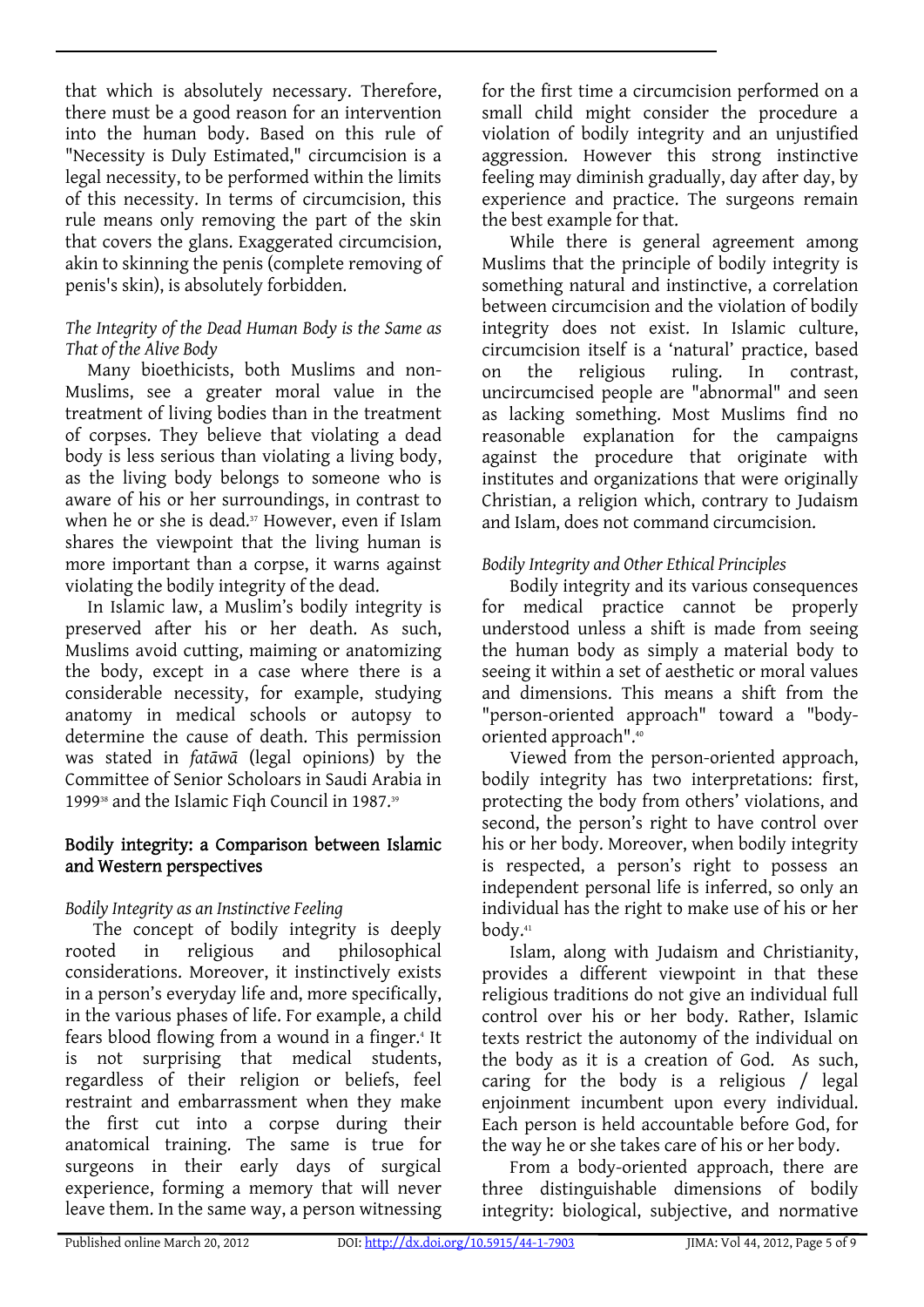that which is absolutely necessary. Therefore, there must be a good reason for an intervention into the human body. Based on this rule of "Necessity is Duly Estimated," circumcision is a legal necessity, to be performed within the limits of this necessity. In terms of circumcision, this rule means only removing the part of the skin that covers the glans. Exaggerated circumcision, akin to skinning the penis (complete removing of penis's skin), is absolutely forbidden.

*The Integrity of the Dead Human Body is the Same as That of the Alive Body*

Many bioethicists, both Muslims and non-Muslims, see a greater moral value in the treatment of living bodies than in the treatment of corpses. They believe that violating a dead body is less serious than violating a living body, as the living body belongs to someone who is aware of his or her surroundings, in contrast to when he or she is dead.[37] However, even if Islam shares the viewpoint that the living human is more important than a corpse, it warns against violating the bodily integrity of the dead.

In Islamic law, a Muslim's bodily integrity is preserved after his or her death. As such, Muslims avoid cutting, maiming or anatomizing the body, except in a case where there is a considerable necessity, for example, studying anatomy in medical schools or autopsy to determine the cause of death. This permission was stated in *fatāwā* (legal opinions) by the Committee of Senior Scholoars in Saudi Arabia in 1999[38] and the Islamic Fiqh Council in 1987.[39]

## Bodily integrity: a Comparison between Islamic and Western perspectives

*Bodily Integrity as an Instinctive Feeling*

The concept of bodily integrity is deeply rooted in religious and philosophical considerations. Moreover, it instinctively exists in a person's everyday life and, more specifically, in the various phases of life. For example, a child fears blood flowing from a wound in a finger.[4] It is not surprising that medical students, regardless of their religion or beliefs, feel restraint and embarrassment when they make the first cut into a corpse during their anatomical training. The same is true for surgeons in their early days of surgical experience, forming a memory that will never leave them. In the same way, a person witnessing for the first time a circumcision performed on a small child might consider the procedure a violation of bodily integrity and an unjustified aggression. However this strong instinctive feeling may diminish gradually, day after day, by experience and practice. The surgeons remain the best example for that.

While there is general agreement among Muslims that the principle of bodily integrity is something natural and instinctive, a correlation between circumcision and the violation of bodily integrity does not exist. In Islamic culture, circumcision itself is a 'natural' practice, based on the religious ruling. In contrast, uncircumcised people are "abnormal" and seen as lacking something. Most Muslims find no reasonable explanation for the campaigns against the procedure that originate with institutes and organizations that were originally Christian, a religion which, contrary to Judaism and Islam, does not command circumcision.

*Bodily Integrity and Other Ethical Principles*

Bodily integrity and its various consequences for medical practice cannot be properly understood unless a shift is made from seeing the human body as simply a material body to seeing it within a set of aesthetic or moral values and dimensions. This means a shift from the "person-oriented approach" toward a "body-oriented approach".[40]

Viewed from the person-oriented approach, bodily integrity has two interpretations: first, protecting the body from others' violations, and second, the person's right to have control over his or her body. Moreover, when bodily integrity is respected, a person's right to possess an independent personal life is inferred, so only an individual has the right to make use of his or her body.[41]

Islam, along with Judaism and Christianity, provides a different viewpoint in that these religious traditions do not give an individual full control over his or her body. Rather, Islamic texts restrict the autonomy of the individual on the body as it is a creation of God. As such, caring for the body is a religious / legal enjoinment incumbent upon every individual. Each person is held accountable before God, for the way he or she takes care of his or her body.

From a body-oriented approach, there are three distinguishable dimensions of bodily integrity: biological, subjective, and normative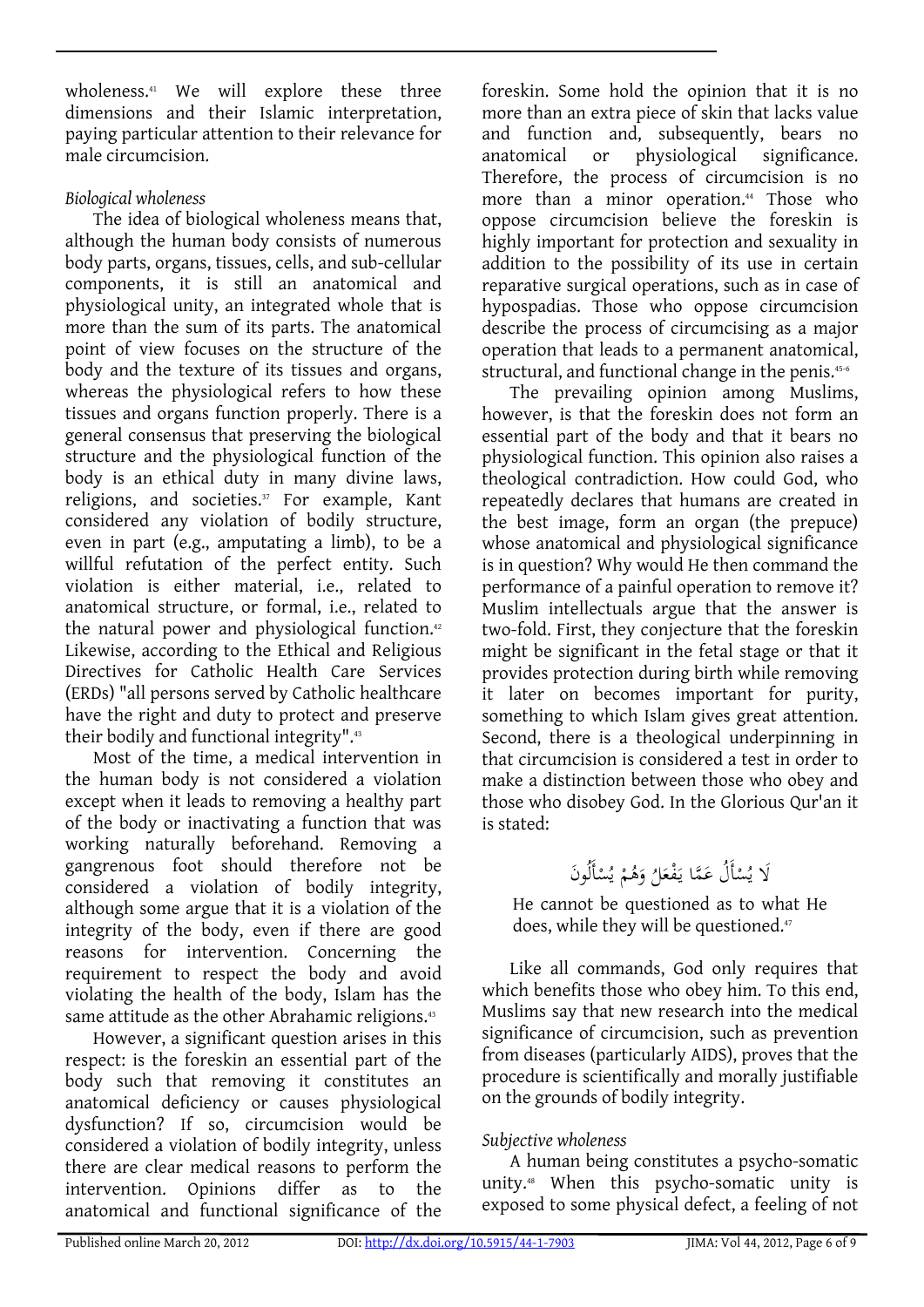wholeness.[41] We will explore these three dimensions and their Islamic interpretation, paying particular attention to their relevance for male circumcision.

*Biological wholeness*

The idea of biological wholeness means that, although the human body consists of numerous body parts, organs, tissues, cells, and sub-cellular components, it is still an anatomical and physiological unity, an integrated whole that is more than the sum of its parts. The anatomical point of view focuses on the structure of the body and the texture of its tissues and organs, whereas the physiological refers to how these tissues and organs function properly. There is a general consensus that preserving the biological structure and the physiological function of the body is an ethical duty in many divine laws, religions, and societies.[37] For example, Kant considered any violation of bodily structure, even in part (e.g., amputating a limb), to be a willful refutation of the perfect entity. Such violation is either material, i.e., related to anatomical structure, or formal, i.e., related to the natural power and physiological function.[42] Likewise, according to the Ethical and Religious Directives for Catholic Health Care Services (ERDs) "all persons served by Catholic healthcare have the right and duty to protect and preserve their bodily and functional integrity".[43]

Most of the time, a medical intervention in the human body is not considered a violation except when it leads to removing a healthy part of the body or inactivating a function that was working naturally beforehand. Removing a gangrenous foot should therefore not be considered a violation of bodily integrity, although some argue that it is a violation of the integrity of the body, even if there are good reasons for intervention. Concerning the requirement to respect the body and avoid violating the health of the body, Islam has the same attitude as the other Abrahamic religions.[43]

However, a significant question arises in this respect: is the foreskin an essential part of the body such that removing it constitutes an anatomical deficiency or causes physiological dysfunction? If so, circumcision would be considered a violation of bodily integrity, unless there are clear medical reasons to perform the intervention. Opinions differ as to the anatomical and functional significance of the foreskin. Some hold the opinion that it is no more than an extra piece of skin that lacks value and function and, subsequently, bears no anatomical or physiological significance. Therefore, the process of circumcision is no more than a minor operation.[44] Those who oppose circumcision believe the foreskin is highly important for protection and sexuality in addition to the possibility of its use in certain reparative surgical operations, such as in case of hypospadias. Those who oppose circumcision describe the process of circumcising as a major operation that leads to a permanent anatomical, structural, and functional change in the penis.[45-6]

The prevailing opinion among Muslims, however, is that the foreskin does not form an essential part of the body and that it bears no physiological function. This opinion also raises a theological contradiction. How could God, who repeatedly declares that humans are created in the best image, form an organ (the prepuce) whose anatomical and physiological significance is in question? Why would He then command the performance of a painful operation to remove it? Muslim intellectuals argue that the answer is two-fold. First, they conjecture that the foreskin might be significant in the fetal stage or that it provides protection during birth while removing it later on becomes important for purity, something to which Islam gives great attention. Second, there is a theological underpinning in that circumcision is considered a test in order to make a distinction between those who obey and those who disobey God. In the Glorious Qur'an it is stated:

لَا يُسْأَلُ عَمَّا يَفْعَلُ وَهُمْ يُسْأَلُونَ

He cannot be questioned as to what He does, while they will be questioned.[47]

Like all commands, God only requires that which benefits those who obey him. To this end, Muslims say that new research into the medical significance of circumcision, such as prevention from diseases (particularly AIDS), proves that the procedure is scientifically and morally justifiable on the grounds of bodily integrity.

*Subjective wholeness*

A human being constitutes a psycho-somatic unity.[48] When this psycho-somatic unity is exposed to some physical defect, a feeling of not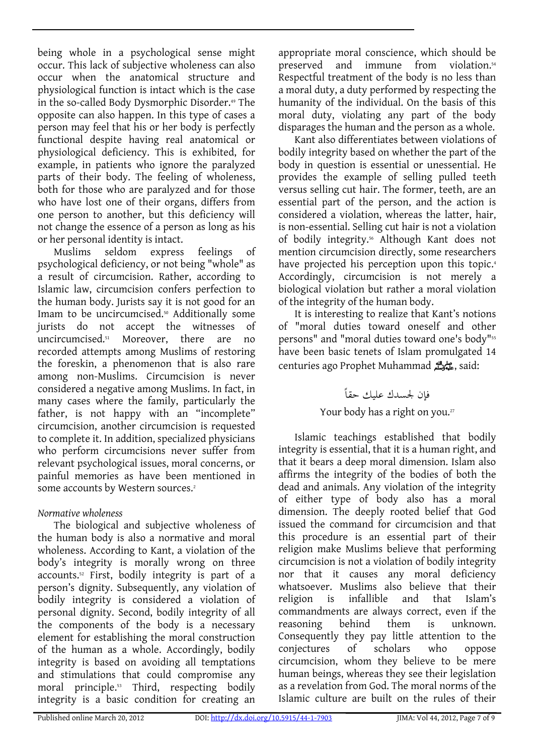being whole in a psychological sense might occur. This lack of subjective wholeness can also occur when the anatomical structure and physiological function is intact which is the case in the so-called Body Dysmorphic Disorder.[49] The opposite can also happen. In this type of cases a person may feel that his or her body is perfectly functional despite having real anatomical or physiological deficiency. This is exhibited, for example, in patients who ignore the paralyzed parts of their body. The feeling of wholeness, both for those who are paralyzed and for those who have lost one of their organs, differs from one person to another, but this deficiency will not change the essence of a person as long as his or her personal identity is intact.

Muslims seldom express feelings of psychological deficiency, or not being "whole" as a result of circumcision. Rather, according to Islamic law, circumcision confers perfection to the human body. Jurists say it is not good for an Imam to be uncircumcised.[50] Additionally some jurists do not accept the witnesses of uncircumcised.[51] Moreover, there are no recorded attempts among Muslims of restoring the foreskin, a phenomenon that is also rare among non-Muslims. Circumcision is never considered a negative among Muslims. In fact, in many cases where the family, particularly the father, is not happy with an "incomplete" circumcision, another circumcision is requested to complete it. In addition, specialized physicians who perform circumcisions never suffer from relevant psychological issues, moral concerns, or painful memories as have been mentioned in some accounts by Western sources.[2]

*Normative wholeness*

The biological and subjective wholeness of the human body is also a normative and moral wholeness. According to Kant, a violation of the body's integrity is morally wrong on three accounts.[52] First, bodily integrity is part of a person's dignity. Subsequently, any violation of bodily integrity is considered a violation of personal dignity. Second, bodily integrity of all the components of the body is a necessary element for establishing the moral construction of the human as a whole. Accordingly, bodily integrity is based on avoiding all temptations and stimulations that could compromise any moral principle.[53] Third, respecting bodily integrity is a basic condition for creating an appropriate moral conscience, which should be preserved and immune from violation.[54] Respectful treatment of the body is no less than a moral duty, a duty performed by respecting the humanity of the individual. On the basis of this moral duty, violating any part of the body disparages the human and the person as a whole.

Kant also differentiates between violations of bodily integrity based on whether the part of the body in question is essential or unessential. He provides the example of selling pulled teeth versus selling cut hair. The former, teeth, are an essential part of the person, and the action is considered a violation, whereas the latter, hair, is non-essential. Selling cut hair is not a violation of bodily integrity.[56] Although Kant does not mention circumcision directly, some researchers have projected his perception upon this topic.[4] Accordingly, circumcision is not merely a biological violation but rather a moral violation of the integrity of the human body.

It is interesting to realize that Kant's notions of "moral duties toward oneself and other persons" and "moral duties toward one's body"[55] have been basic tenets of Islam promulgated 14 centuries ago Prophet Muhammad ﷺ, said:

فإن لجسدك عليك حقاً

Your body has a right on you.[27]

Islamic teachings established that bodily integrity is essential, that it is a human right, and that it bears a deep moral dimension. Islam also affirms the integrity of the bodies of both the dead and animals. Any violation of the integrity of either type of body also has a moral dimension. The deeply rooted belief that God issued the command for circumcision and that this procedure is an essential part of their religion make Muslims believe that performing circumcision is not a violation of bodily integrity nor that it causes any moral deficiency whatsoever. Muslims also believe that their religion is infallible and that Islam's commandments are always correct, even if the reasoning behind them is unknown. Consequently they pay little attention to the conjectures of scholars who oppose circumcision, whom they believe to be mere human beings, whereas they see their legislation as a revelation from God. The moral norms of the Islamic culture are built on the rules of their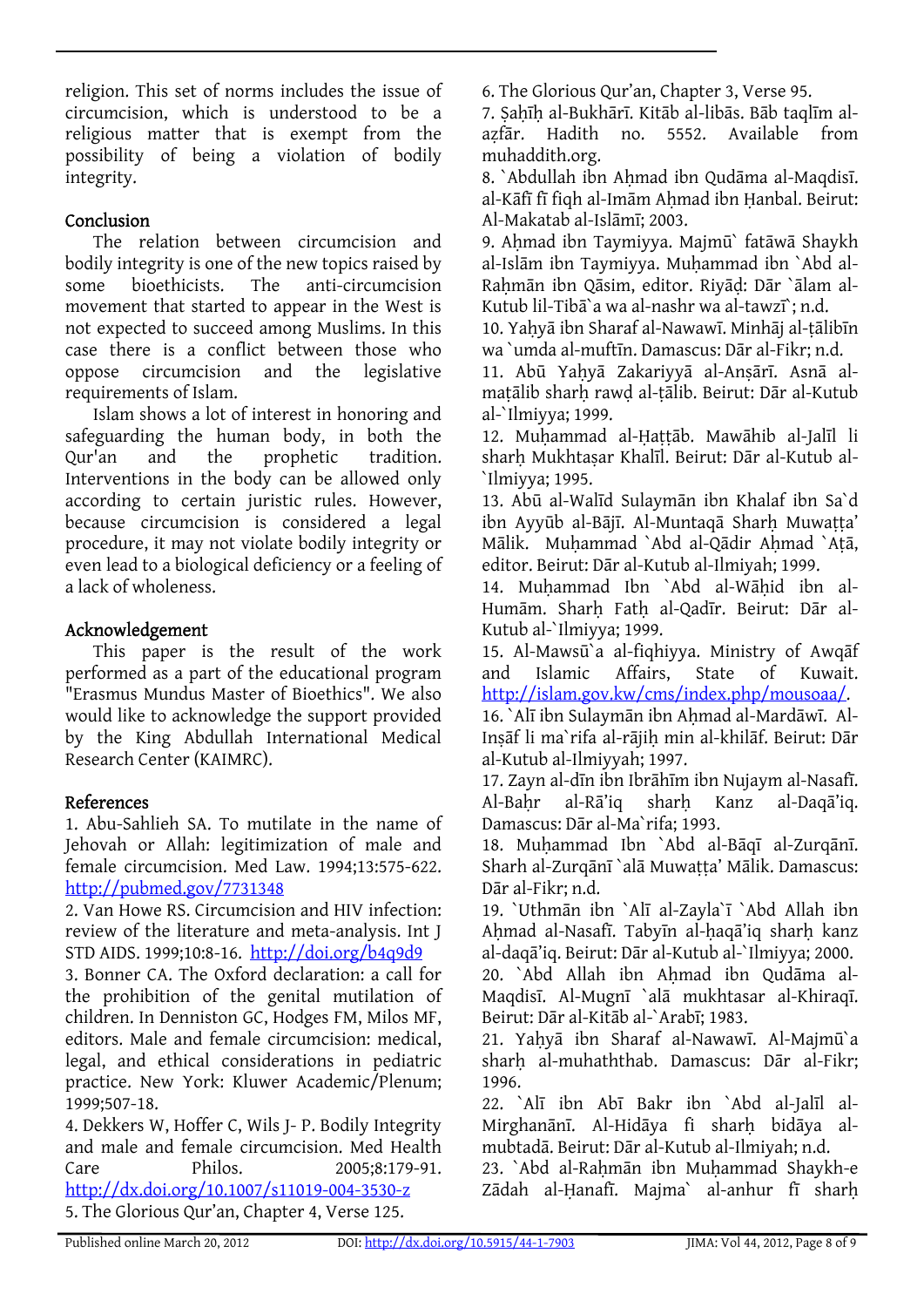religion. This set of norms includes the issue of circumcision, which is understood to be a religious matter that is exempt from the possibility of being a violation of bodily integrity.

## Conclusion

The relation between circumcision and bodily integrity is one of the new topics raised by some bioethicists. The anti-circumcision movement that started to appear in the West is not expected to succeed among Muslims. In this case there is a conflict between those who oppose circumcision and the legislative requirements of Islam.

Islam shows a lot of interest in honoring and safeguarding the human body, in both the Qur'an and the prophetic tradition. Interventions in the body can be allowed only according to certain juristic rules. However, because circumcision is considered a legal procedure, it may not violate bodily integrity or even lead to a biological deficiency or a feeling of a lack of wholeness.

## Acknowledgement

This paper is the result of the work performed as a part of the educational program "Erasmus Mundus Master of Bioethics". We also would like to acknowledge the support provided by the King Abdullah International Medical Research Center (KAIMRC).

## References

1. Abu-Sahlieh SA. To mutilate in the name of Jehovah or Allah: legitimization of male and female circumcision. Med Law. 1994;13:575-622. http://pubmed.gov/7731348
2. Van Howe RS. Circumcision and HIV infection: review of the literature and meta-analysis. Int J STD AIDS. 1999;10:8-16. http://doi.org/b4q9d9
3. Bonner CA. The Oxford declaration: a call for the prohibition of the genital mutilation of children. In Denniston GC, Hodges FM, Milos MF, editors. Male and female circumcision: medical, legal, and ethical considerations in pediatric practice. New York: Kluwer Academic/Plenum; 1999;507-18.
4. Dekkers W, Hoffer C, Wils J- P. Bodily Integrity and male and female circumcision. Med Health Care Philos. 2005;8:179-91. http://dx.doi.org/10.1007/s11019-004-3530-z
5. The Glorious Qur'an, Chapter 4, Verse 125.
6. The Glorious Qur'an, Chapter 3, Verse 95.
7. Ṣaḥīḥ al-Bukhārī. Kitāb al-libās. Bāb taqlīm al-aẓfār. Hadith no. 5552. Available from muhaddith.org.
8. `Abdullah ibn Aḥmad ibn Qudāma al-Maqdisī. al-Kāfī fī fiqh al-Imām Aḥmad ibn Ḥanbal. Beirut: Al-Makatab al-Islāmī; 2003.
9. Aḥmad ibn Taymiyya. Majmū` fatāwā Shaykh al-Islām ibn Taymiyya. Muḥammad ibn `Abd al-Raḥmān ibn Qāsim, editor. Riyāḍ: Dār `ālam al-Kutub lil-Tibā`a wa al-nashr wa al-tawzī`; n.d.
10. Yaḥyā ibn Sharaf al-Nawawī. Minhāj al-ṭālibīn wa `umda al-muftīn. Damascus: Dār al-Fikr; n.d.
11. Abū Yaḥyā Zakariyyā al-Anṣārī. Asnā al-maṭālib sharḥ rawḍ al-ṭālib. Beirut: Dār al-Kutub al-`Ilmiyya; 1999.
12. Muḥammad al-Ḥaṭṭāb. Mawāhib al-Jalīl li sharḥ Mukhtaṣar Khalīl. Beirut: Dār al-Kutub al-`Ilmiyya; 1995.
13. Abū al-Walīd Sulaymān ibn Khalaf ibn Sa`d ibn Ayyūb al-Bājī. Al-Muntaqā Sharḥ Muwaṭṭa' Mālik. Muḥammad `Abd al-Qādir Aḥmad `Aṭā, editor. Beirut: Dār al-Kutub al-Ilmiyah; 1999.
14. Muḥammad Ibn `Abd al-Wāḥid ibn al-Humām. Sharḥ Fatḥ al-Qadīr. Beirut: Dār al-Kutub al-`Ilmiyya; 1999.
15. Al-Mawsū`a al-fiqhiyya. Ministry of Awqāf and Islamic Affairs, State of Kuwait. http://islam.gov.kw/cms/index.php/mousoaa/.
16. `Alī ibn Sulaymān ibn Aḥmad al-Mardāwī. Al-Inṣāf li ma`rifa al-rājiḥ min al-khilāf. Beirut: Dār al-Kutub al-Ilmiyyah; 1997.
17. Zayn al-dīn ibn Ibrāhīm ibn Nujaym al-Nasafī. Al-Baḥr al-Rā'iq sharḥ Kanz al-Daqā'iq. Damascus: Dār al-Ma`rifa; 1993.
18. Muḥammad Ibn `Abd al-Bāqī al-Zurqānī. Sharh al-Zurqānī `alā Muwaṭṭa' Mālik. Damascus: Dār al-Fikr; n.d.
19. `Uthmān ibn `Alī al-Zayla`ī `Abd Allah ibn Aḥmad al-Nasafī. Tabyīn al-ḥaqā'iq sharḥ kanz al-daqā'iq. Beirut: Dār al-Kutub al-`Ilmiyya; 2000.
20. `Abd Allah ibn Aḥmad ibn Qudāma al-Maqdisī. Al-Mugnī `alā mukhtasar al-Khiraqī. Beirut: Dār al-Kitāb al-`Arabī; 1983.
21. Yaḥyā ibn Sharaf al-Nawawī. Al-Majmū`a sharḥ al-muhaththab. Damascus: Dār al-Fikr; 1996.
22. `Alī ibn Abī Bakr ibn `Abd al-Jalīl al-Mirghanānī. Al-Hidāya fi sharḥ bidāya al-mubtadā. Beirut: Dār al-Kutub al-Ilmiyah; n.d.
23. `Abd al-Raḥmān ibn Muḥammad Shaykh-e Zādah al-Ḥanafī. Majma` al-anhur fī sharḥ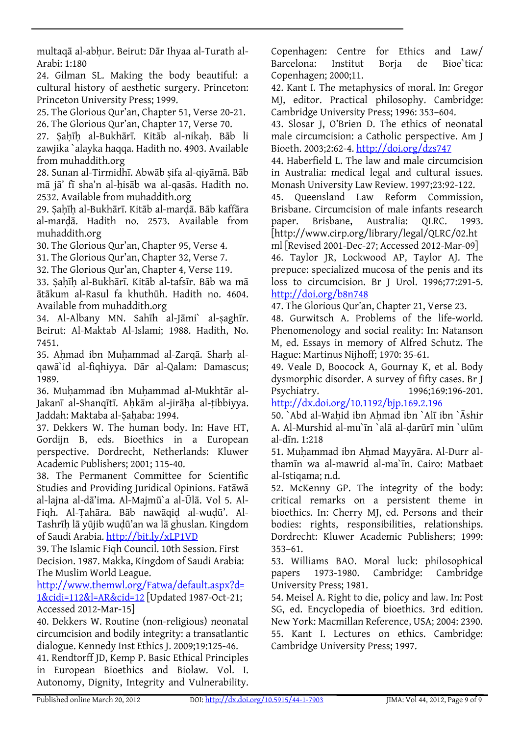multaqā al-abḥur. Beirut: Dār Ihyaa al-Turath al-Arabi: 1:180

24. Gilman SL. Making the body beautiful: a cultural history of aesthetic surgery. Princeton: Princeton University Press; 1999.

25. The Glorious Qur'an, Chapter 51, Verse 20-21.

26. The Glorious Qur'an, Chapter 17, Verse 70.

27. Ṣaḥīḥ al-Bukhārī. Kitāb al-nikaḥ. Bāb li zawjika `alayka haqqa. Hadith no. 4903. Available from muhaddith.org

28. Sunan al-Tirmidhī. Abwāb ṣifa al-qiyāmā. Bāb mā jā' fī sha'n al-ḥisāb wa al-qasās. Hadith no. 2532. Available from muhaddith.org

29. Ṣaḥīḥ al-Bukhārī. Kitāb al-marḍā. Bāb kaffāra al-marḍā. Hadith no. 2573. Available from muhaddith.org

30. The Glorious Qur'an, Chapter 95, Verse 4.

31. The Glorious Qur'an, Chapter 32, Verse 7.

32. The Glorious Qur'an, Chapter 4, Verse 119.

33. Ṣaḥīḥ al-Bukhārī. Kitāb al-tafsīr. Bāb wa mā ātākum al-Rasul fa khuthūh. Hadith no. 4604. Available from muhaddith.org

34. Al-Albany MN. Sahīh al-Jāmi` al-ṣaghīr. Beirut: Al-Maktab Al-Islami; 1988. Hadith, No. 7451.

35. Aḥmad ibn Muḥammad al-Zarqā. Sharḥ al-qawā`id al-fiqhiyya. Dār al-Qalam: Damascus; 1989.

36. Muḥammad ibn Muḥammad al-Mukhtār al-Jakanī al-Shanqītī. Aḥkām al-jirāḥa al-ṭibbiyya. Jaddah: Maktaba al-Ṣaḥaba: 1994.

37. Dekkers W. The human body. In: Have HT, Gordijn B, eds. Bioethics in a European perspective. Dordrecht, Netherlands: Kluwer Academic Publishers; 2001; 115-40.

38. The Permanent Committee for Scientific Studies and Providing Juridical Opinions. Fatāwā al-lajna al-dā'ima. Al-Majmū`a al-Ūlā. Vol 5. Al-Fiqh. Al-Ṭahāra. Bāb nawāqiḍ al-wuḍū'. Al-Tashrīḥ lā yūjib wuḍū'an wa lā ghuslan. Kingdom of Saudi Arabia. http://bit.ly/xLP1VD

39. The Islamic Fiqh Council. 10th Session. First Decision. 1987. Makka, Kingdom of Saudi Arabia: The Muslim World League. http://www.themwl.org/Fatwa/default.aspx?d=1&cidi=112&l=AR&cid=12 [Updated 1987-Oct-21; Accessed 2012-Mar-15]

40. Dekkers W. Routine (non-religious) neonatal circumcision and bodily integrity: a transatlantic dialogue. Kennedy Inst Ethics J. 2009;19:125-46.

41. Rendtorff JD, Kemp P. Basic Ethical Principles in European Bioethics and Biolaw. Vol. I. Autonomy, Dignity, Integrity and Vulnerability. Copenhagen: Centre for Ethics and Law/ Barcelona: Institut Borja de Bioe`tica: Copenhagen; 2000;11.

42. Kant I. The metaphysics of moral. In: Gregor MJ, editor. Practical philosophy. Cambridge: Cambridge University Press; 1996: 353–604.

43. Slosar J, O'Brien D. The ethics of neonatal male circumcision: a Catholic perspective. Am J Bioeth. 2003;2:62-4. http://doi.org/dzs747

44. Haberfield L. The law and male circumcision in Australia: medical legal and cultural issues. Monash University Law Review. 1997;23:92-122.

45. Queensland Law Reform Commission, Brisbane. Circumcision of male infants research paper. Brisbane, Australia: QLRC. 1993. [http://www.cirp.org/library/legal/QLRC/02.html [Revised 2001-Dec-27; Accessed 2012-Mar-09]

46. Taylor JR, Lockwood AP, Taylor AJ. The prepuce: specialized mucosa of the penis and its loss to circumcision. Br J Urol. 1996;77:291-5. http://doi.org/b8n748

47. The Glorious Qur'an, Chapter 21, Verse 23.

48. Gurwitsch A. Problems of the life-world. Phenomenology and social reality: In: Natanson M, ed. Essays in memory of Alfred Schutz. The Hague: Martinus Nijhoff; 1970: 35-61.

49. Veale D, Boocock A, Gournay K, et al. Body dysmorphic disorder. A survey of fifty cases. Br J Psychiatry. 1996;169:196-201. http://dx.doi.org/10.1192/bjp.169.2.196

50. `Abd al-Waḥid ibn Aḥmad ibn `Alī ibn `Āshir A. Al-Murshid al-mu`īn `alā al-ḍarūrī min `ulūm al-dīn. 1:218

51. Muḥammad ibn Aḥmad Mayyāra. Al-Durr al-thamīn wa al-mawrid al-ma`īn. Cairo: Matbaet al-Istiqama; n.d.

52. McKenny GP. The integrity of the body: critical remarks on a persistent theme in bioethics. In: Cherry MJ, ed. Persons and their bodies: rights, responsibilities, relationships. Dordrecht: Kluwer Academic Publishers; 1999: 353–61.

53. Williams BAO. Moral luck: philosophical papers 1973-1980. Cambridge: Cambridge University Press; 1981.

54. Meisel A. Right to die, policy and law. In: Post SG, ed. Encyclopedia of bioethics. 3rd edition. New York: Macmillan Reference, USA; 2004: 2390.

55. Kant I. Lectures on ethics. Cambridge: Cambridge University Press; 1997.